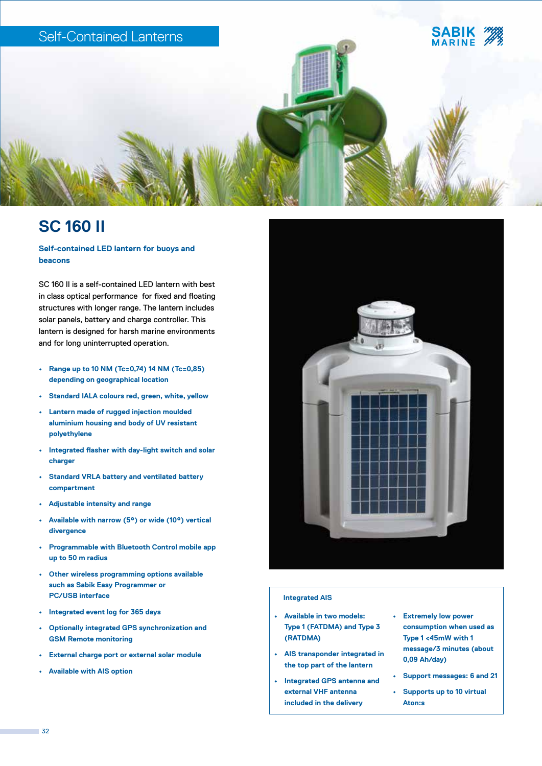Self-Contained Lanterns

# SC 160 II

## Self-contained LED lantern for buoys and beacons

SC 160 II is a self-contained LED lantern with best in class optical performance for fixed and floating structures with longer range. The lantern includes solar panels, battery and charge controller. This lantern is designed for harsh marine environments and for long uninterrupted operation.

- **Range up to 10 NM (Tc=0,74) 14 NM (Tc=0,85) depending on geographical location**
- **Standard IALA colours red, green, white, yellow**
- **Lantern made of rugged injection moulded aluminium housing and body of UV resistant polyethylene**
- **Integrated flasher with day-light switch and solar charger**
- **Standard VRLA battery and ventilated battery compartment**
- **Adjustable intensity and range**
- **Available with narrow (5°) or wide (10°) vertical divergence**
- **Programmable with Bluetooth Control mobile app up to 50 m radius**
- **Other wireless programming options available such as Sabik Easy Programmer or PC/USB interface**
- **Integrated event log for 365 days**
- **Optionally integrated GPS synchronization and GSM Remote monitoring**
- **External charge port or external solar module**
- **Available with AIS option**

### Integrated AIS

- **Available in two models: Type 1 (FATDMA) and Type 3 (RATDMA)**
- **AIS transponder integrated in the top part of the lantern**
- **Integrated GPS antenna and external VHF antenna included in the delivery**
- **Extremely low power consumption when used as Type 1 <45mW with 1 message/3 minutes (about 0,09 Ah/day)**
- **Support messages: 6 and 21**
- **Supports up to 10 virtual Aton:s**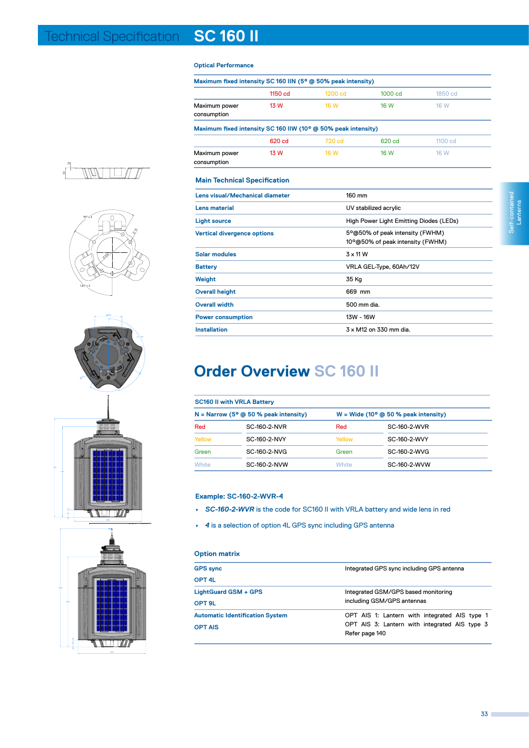# Technical Specification SC 160 II

## Optical Performance

| Maximum fixed intensity SC 160 IIN (5° @ 50% peak intensity) | | | | |
|---|---|---|---|---|
| | 1150 cd | 1200 cd | 1000 cd | 1850 cd |
| Maximum power consumption | 13 W | 16 W | 16 W | 16 W |

| Maximum fixed intensity SC 160 IIW (10° @ 50% peak intensity) | | | | |
|---|---|---|---|---|
| | 620 cd | 720 cd | 620 cd | 1100 cd |
| Maximum power consumption | 13 W | 16 W | 16 W | 16 W |

## Main Technical Specification

| | |
|---|---|
| Lens visual/Mechanical diameter | 160 mm |
| Lens material | UV stabilized acrylic |
| Light source | High Power Light Emitting Diodes (LEDs) |
| Vertical divergence options | 5°@50% of peak intensity (FWHM)<br>10°@50% of peak intensity (FWHM) |
| Solar modules | 3 x 11 W |
| Battery | VRLA GEL-Type, 60Ah/12V |
| Weight | 35 Kg |
| Overall height | 669 mm |
| Overall width | 500 mm dia. |
| Power consumption | 13W - 16W |
| Installation | 3 x M12 on 330 mm dia. |

# Order Overview SC 160 II

| SC160 II with VRLA Battery | | | |
|---|---|---|---|
| N = Narrow (5° @ 50 % peak intensity) | | W = Wide (10° @ 50 % peak intensity) | |
| Red | SC-160-2-NVR | Red | SC-160-2-WVR |
| Yellow | SC-160-2-NVY | Yellow | SC-160-2-WVY |
| Green | SC-160-2-NVG | Green | SC-160-2-WVG |
| White | SC-160-2-NVW | White | SC-160-2-WVW |

### Example: SC-160-2-WVR-4

- ***SC-160-2-WVR*** is the code for SC160 II with VRLA battery and wide lens in red
- ***4*** is a selection of option 4L GPS sync including GPS antenna

## Option matrix

| | |
|---|---|
| GPS sync<br>OPT 4L | Integrated GPS sync including GPS antenna |
| LightGuard GSM + GPS<br>OPT 9L | Integrated GSM/GPS based monitoring including GSM/GPS antennas |
| Automatic Identification System<br>OPT AIS | OPT AIS 1: Lantern with integrated AIS type 1<br>OPT AIS 3: Lantern with integrated AIS type 3<br>Refer page 140 |

Self-contained Lanterns